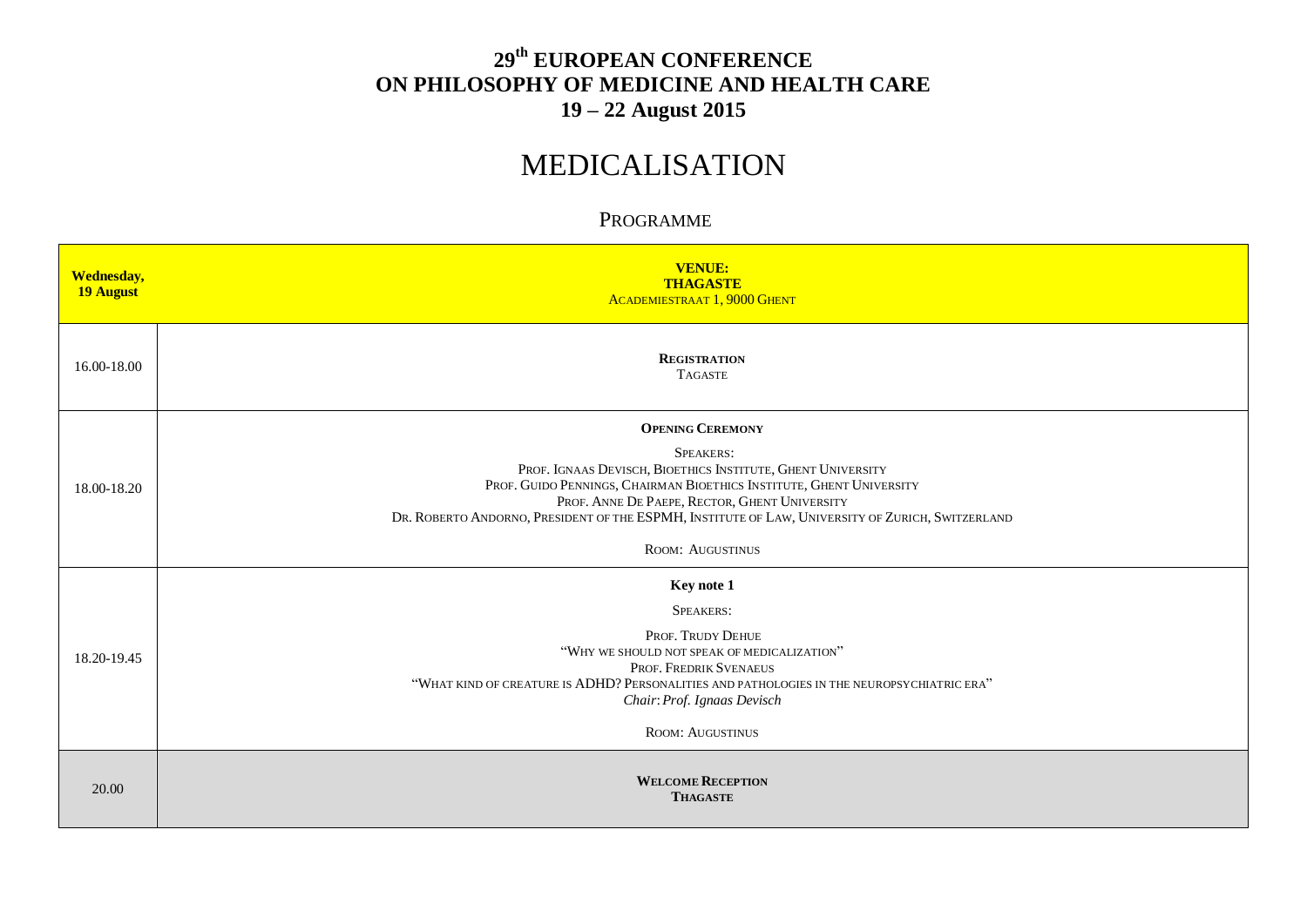# 29th EUROPEAN CONFERENCE ON PHILOSOPHY OF MEDICINE AND HEALTH CARE

**19 – 22 August 2015**

# MEDICALISATION

## PROGRAMME

| **Wednesday, 19 August** | **VENUE: THAGASTE** ACADEMIESTRAAT 1, 9000 GHENT |
|---|---|
| 16.00-18.00 | **REGISTRATION** TAGASTE |
| 18.00-18.20 | **OPENING CEREMONY** SPEAKERS: PROF. IGNAAS DEVISCH, BIOETHICS INSTITUTE, GHENT UNIVERSITY PROF. GUIDO PENNINGS, CHAIRMAN BIOETHICS INSTITUTE, GHENT UNIVERSITY PROF. ANNE DE PAEPE, RECTOR, GHENT UNIVERSITY DR. ROBERTO ANDORNO, PRESIDENT OF THE ESPMH, INSTITUTE OF LAW, UNIVERSITY OF ZURICH, SWITZERLAND ROOM: AUGUSTINUS |
| 18.20-19.45 | **Key note 1** SPEAKERS: PROF. TRUDY DEHUE "WHY WE SHOULD NOT SPEAK OF MEDICALIZATION" PROF. FREDRIK SVENAEUS "WHAT KIND OF CREATURE IS ADHD? PERSONALITIES AND PATHOLOGIES IN THE NEUROPSYCHIATRIC ERA" *Chair*: *Prof. Ignaas Devisch* ROOM: AUGUSTINUS |
| 20.00 | **WELCOME RECEPTION THAGASTE** |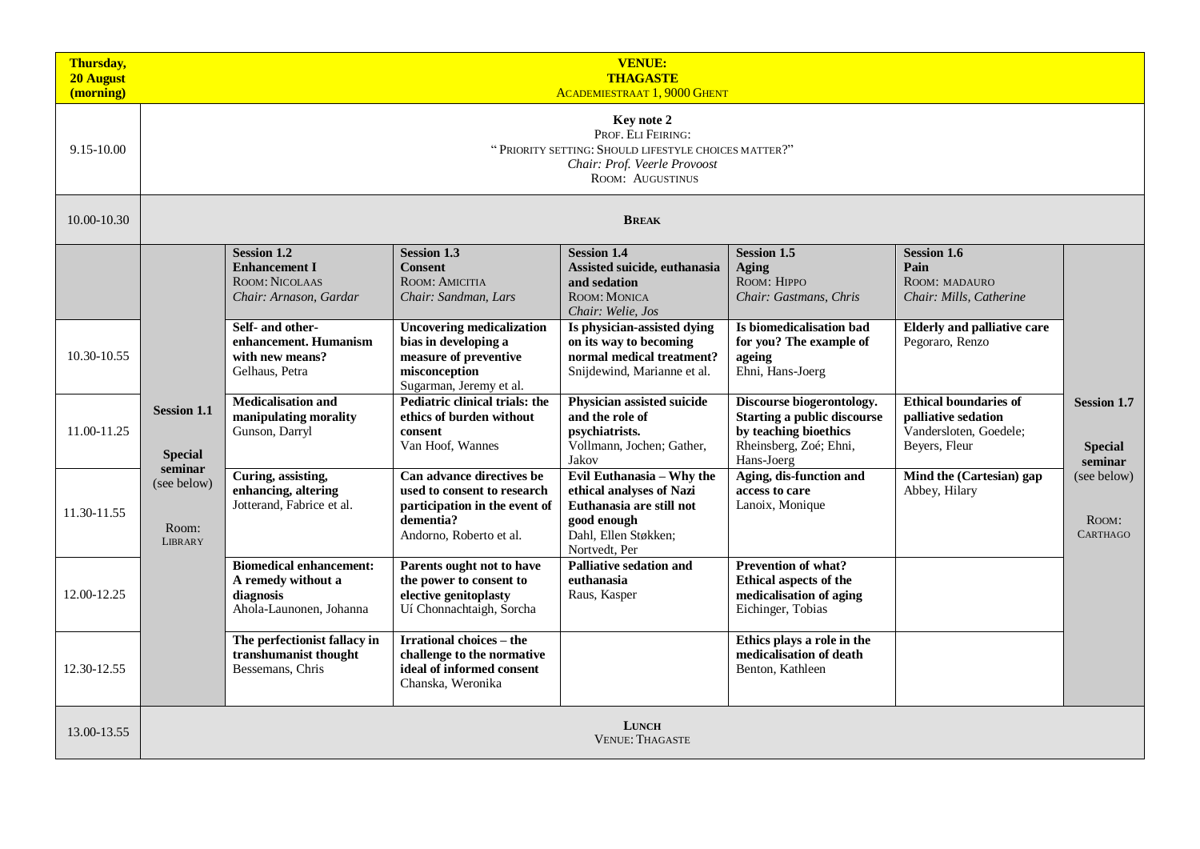| Thursday, 20 August (morning) | VENUE: THAGASTE ACADEMIESTRAAT 1, 9000 GHENT | | | | | | |
|---|---|---|---|---|---|---|---|
| 9.15-10.00 | **Key note 2** PROF. ELI FEIRING: " PRIORITY SETTING: SHOULD LIFESTYLE CHOICES MATTER?" *Chair: Prof. Veerle Provoost* ROOM: AUGUSTINUS | | | | | | |
| 10.00-10.30 | **BREAK** | | | | | | |
| | **Session 1.1** **Special seminar** (see below) Room: LIBRARY | **Session 1.2** **Enhancement I** ROOM: NICOLAAS *Chair: Arnason, Gardar* | **Session 1.3** **Consent** ROOM: AMICITIA *Chair: Sandman, Lars* | **Session 1.4** **Assisted suicide, euthanasia and sedation** ROOM: MONICA *Chair: Welie, Jos* | **Session 1.5** **Aging** ROOM: HIPPO *Chair: Gastmans, Chris* | **Session 1.6** **Pain** ROOM: MADAURO *Chair: Mills, Catherine* | **Session 1.7** **Special seminar** (see below) ROOM: CARTHAGO |
| 10.30-10.55 | | **Self- and other-enhancement. Humanism with new means?** Gelhaus, Petra | **Uncovering medicalization bias in developing a measure of preventive misconception** Sugarman, Jeremy et al. | **Is physician-assisted dying on its way to becoming normal medical treatment?** Snijdewind, Marianne et al. | **Is biomedicalisation bad for you? The example of ageing** Ehni, Hans-Joerg | **Elderly and palliative care** Pegoraro, Renzo | |
| 11.00-11.25 | | **Medicalisation and manipulating morality** Gunson, Darryl | **Pediatric clinical trials: the ethics of burden without consent** Van Hoof, Wannes | **Physician assisted suicide and the role of psychiatrists.** Vollmann, Jochen; Gather, Jakov | **Discourse biogerontology. Starting a public discourse by teaching bioethics** Rheinsberg, Zoé; Ehni, Hans-Joerg | **Ethical boundaries of palliative sedation** Vandersloten, Goedele; Beyers, Fleur | |
| 11.30-11.55 | | **Curing, assisting, enhancing, altering** Jotterand, Fabrice et al. | **Can advance directives be used to consent to research participation in the event of dementia?** Andorno, Roberto et al. | **Evil Euthanasia – Why the ethical analyses of Nazi Euthanasia are still not good enough** Dahl, Ellen Støkken; Nortvedt, Per | **Aging, dis-function and access to care** Lanoix, Monique | **Mind the (Cartesian) gap** Abbey, Hilary | |
| 12.00-12.25 | | **Biomedical enhancement: A remedy without a diagnosis** Ahola-Launonen, Johanna | **Parents ought not to have the power to consent to elective genitoplasty** Uí Chonnachtaigh, Sorcha | **Palliative sedation and euthanasia** Raus, Kasper | **Prevention of what? Ethical aspects of the medicalisation of aging** Eichinger, Tobias | | |
| 12.30-12.55 | | **The perfectionist fallacy in transhumanist thought** Bessemans, Chris | **Irrational choices – the challenge to the normative ideal of informed consent** Chanska, Weronika | | **Ethics plays a role in the medicalisation of death** Benton, Kathleen | | |
| 13.00-13.55 | **LUNCH** VENUE: THAGASTE | | | | | | |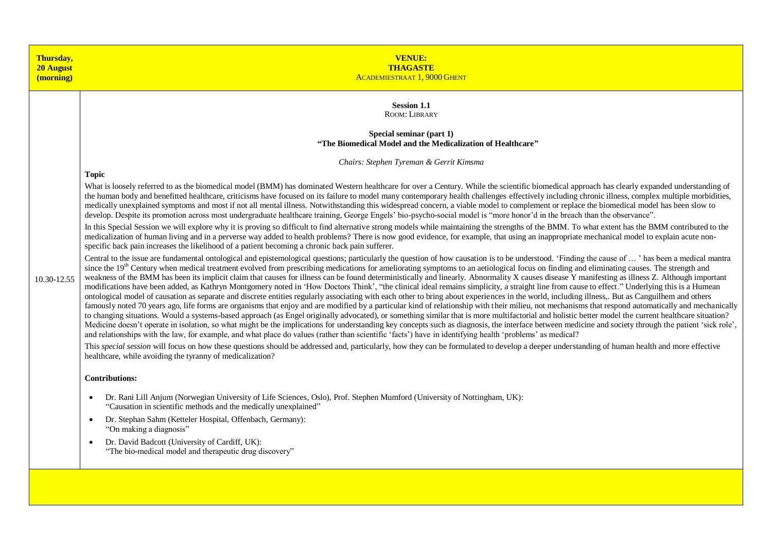| **Thursday, 20 August (morning)** | **VENUE: THAGASTE** ACADEMIESTRAAT 1, 9000 GHENT |
|---|---|

**10.30-12.55**

**Session 1.1**
ROOM: LIBRARY

**Special seminar (part 1)**
**"The Biomedical Model and the Medicalization of Healthcare"**

*Chairs: Stephen Tyreman & Gerrit Kimsma*

**Topic**

What is loosely referred to as the biomedical model (BMM) has dominated Western healthcare for over a Century. While the scientific biomedical approach has clearly expanded understanding of the human body and benefitted healthcare, criticisms have focused on its failure to model many contemporary health challenges effectively including chronic illness, complex multiple morbidities, medically unexplained symptoms and most if not all mental illness. Notwithstanding this widespread concern, a viable model to complement or replace the biomedical model has been slow to develop. Despite its promotion across most undergraduate healthcare training, George Engels' bio-psycho-social model is "more honor'd in the breach than the observance".

In this Special Session we will explore why it is proving so difficult to find alternative strong models while maintaining the strengths of the BMM. To what extent has the BMM contributed to the medicalization of human living and in a perverse way added to health problems? There is now good evidence, for example, that using an inappropriate mechanical model to explain acute non-specific back pain increases the likelihood of a patient becoming a chronic back pain sufferer.

Central to the issue are fundamental ontological and epistemological questions; particularly the question of how causation is to be understood. 'Finding the cause of … ' has been a medical mantra since the 19th Century when medical treatment evolved from prescribing medications for ameliorating symptoms to an aetiological focus on finding and eliminating causes. The strength and weakness of the BMM has been its implicit claim that causes for illness can be found deterministically and linearly. Abnormality X causes disease Y manifesting as illness Z. Although important modifications have been added, as Kathryn Montgomery noted in 'How Doctors Think', "the clinical ideal remains simplicity, a straight line from cause to effect." Underlying this is a Humean ontological model of causation as separate and discrete entities regularly associating with each other to bring about experiences in the world, including illness,. But as Canguilhem and others famously noted 70 years ago, life forms are organisms that enjoy and are modified by a particular kind of relationship with their milieu, not mechanisms that respond automatically and mechanically to changing situations. Would a systems-based approach (as Engel originally advocated), or something similar that is more multifactorial and holistic better model the current healthcare situation? Medicine doesn't operate in isolation, so what might be the implications for understanding key concepts such as diagnosis, the interface between medicine and society through the patient 'sick role', and relationships with the law, for example, and what place do values (rather than scientific 'facts') have in identifying health 'problems' as medical?

This *special session* will focus on how these questions should be addressed and, particularly, how they can be formulated to develop a deeper understanding of human health and more effective healthcare, while avoiding the tyranny of medicalization?

**Contributions:**

- Dr. Rani Lill Anjum (Norwegian University of Life Sciences, Oslo), Prof. Stephen Mumford (University of Nottingham, UK): "Causation in scientific methods and the medically unexplained"
- Dr. Stephan Sahm (Ketteler Hospital, Offenbach, Germany): "On making a diagnosis"
- Dr. David Badcott (University of Cardiff, UK): "The bio-medical model and therapeutic drug discovery"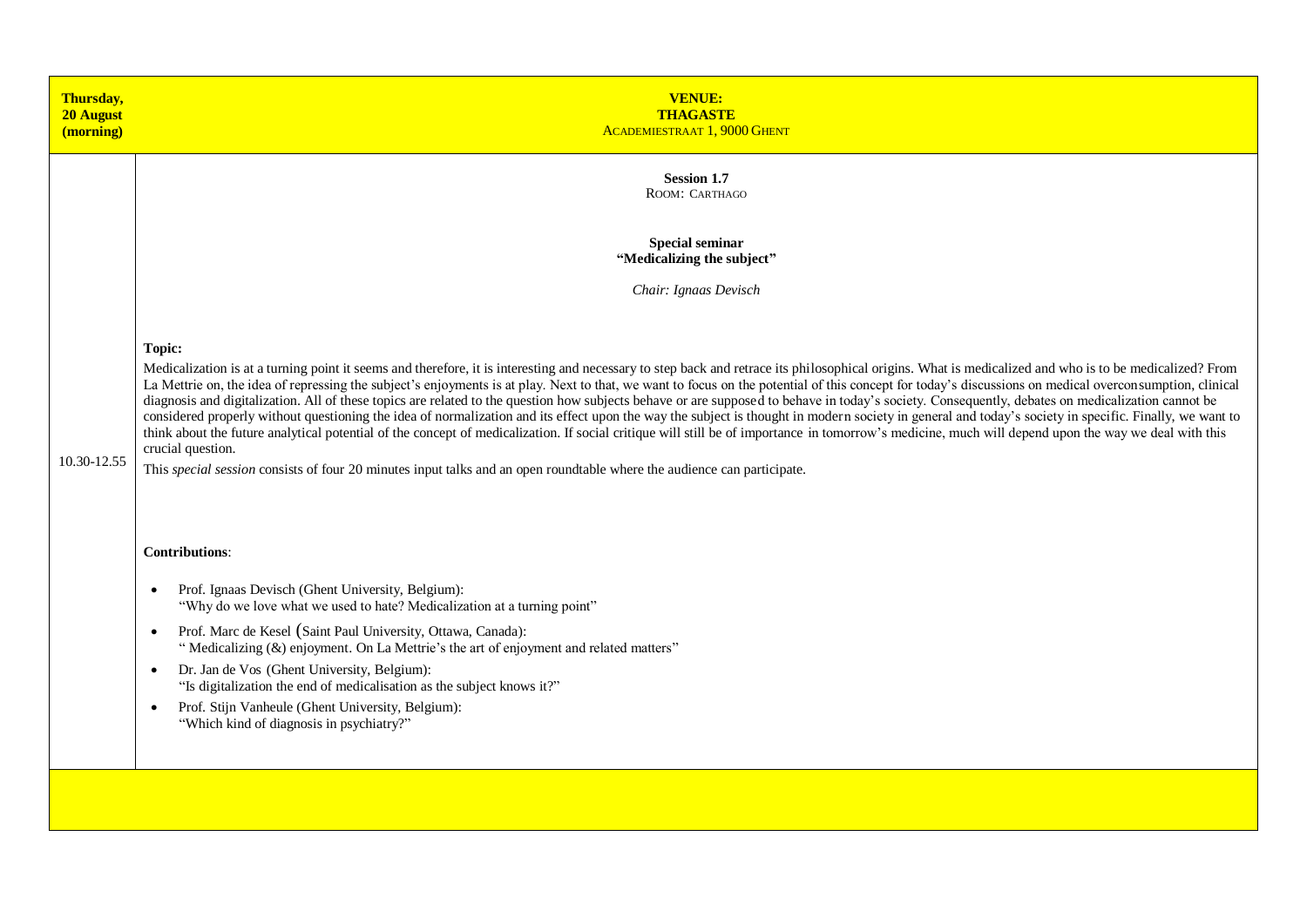| Thursday, 20 August (morning) | VENUE: THAGASTE<br>ACADEMIESTRAAT 1, 9000 GHENT |
|---|---|
| 10.30-12.55 | **Session 1.7**<br>ROOM: CARTHAGO<br><br>**Special seminar**<br>**"Medicalizing the subject"**<br><br>*Chair: Ignaas Devisch*<br><br>**Topic:**<br>Medicalization is at a turning point it seems and therefore, it is interesting and necessary to step back and retrace its philosophical origins. What is medicalized and who is to be medicalized? From La Mettrie on, the idea of repressing the subject's enjoyments is at play. Next to that, we want to focus on the potential of this concept for today's discussions on medical overconsumption, clinical diagnosis and digitalization. All of these topics are related to the question how subjects behave or are supposed to behave in today's society. Consequently, debates on medicalization cannot be considered properly without questioning the idea of normalization and its effect upon the way the subject is thought in modern society in general and today's society in specific. Finally, we want to think about the future analytical potential of the concept of medicalization. If social critique will still be of importance in tomorrow's medicine, much will depend upon the way we deal with this crucial question.<br>This *special session* consists of four 20 minutes input talks and an open roundtable where the audience can participate.<br><br>**Contributions**:<br>• Prof. Ignaas Devisch (Ghent University, Belgium): "Why do we love what we used to hate? Medicalization at a turning point"<br>• Prof. Marc de Kesel (Saint Paul University, Ottawa, Canada): " Medicalizing (&) enjoyment. On La Mettrie's the art of enjoyment and related matters"<br>• Dr. Jan de Vos (Ghent University, Belgium): "Is digitalization the end of medicalisation as the subject knows it?"<br>• Prof. Stijn Vanheule (Ghent University, Belgium): "Which kind of diagnosis in psychiatry?" |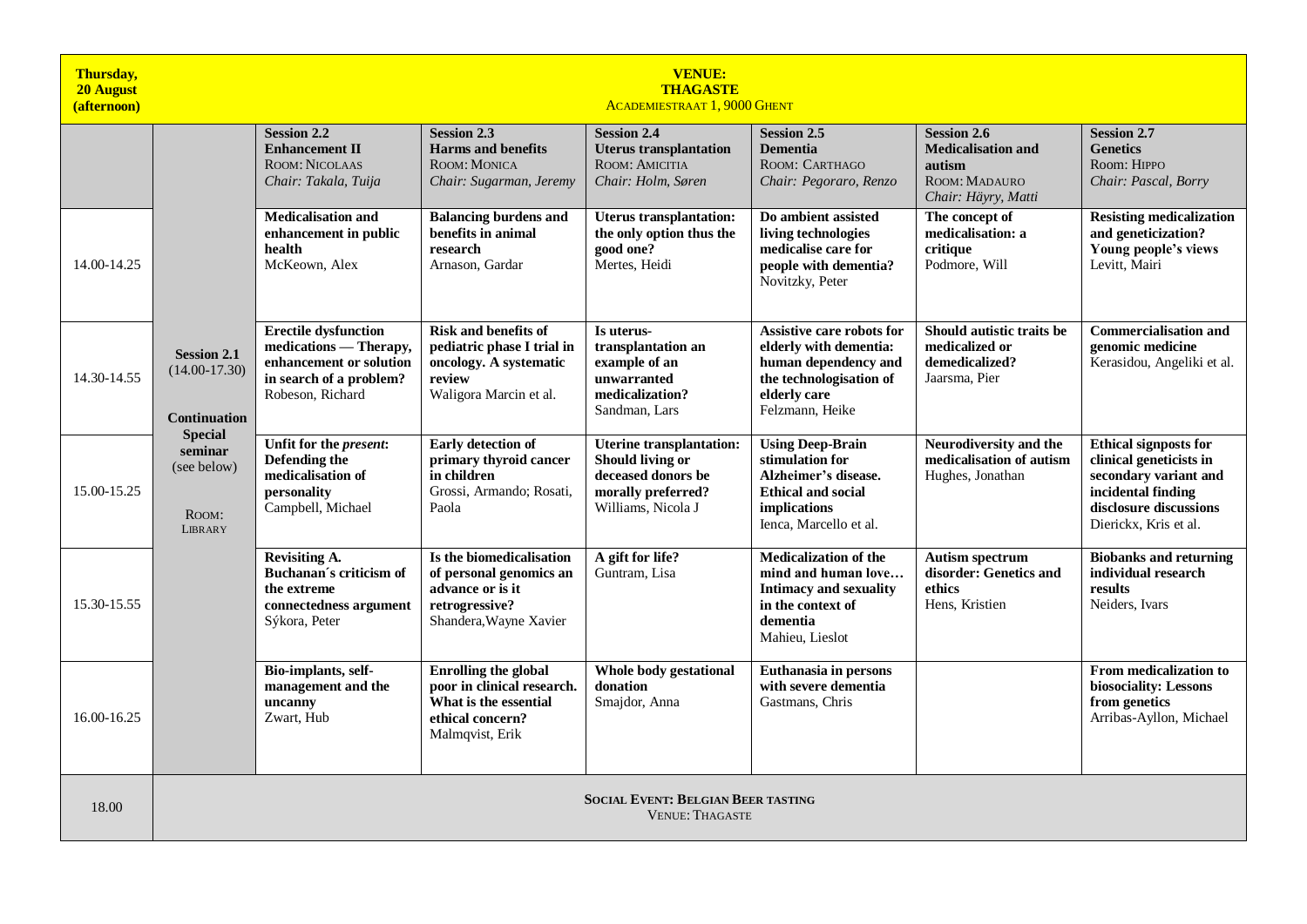| **Thursday, 20 August (afternoon)** | **VENUE: THAGASTE** ACADEMIESTRAAT 1, 9000 GHENT | | | | | | |
|---|---|---|---|---|---|---|---|
| | | **Session 2.2** **Enhancement II** ROOM: NICOLAAS *Chair: Takala, Tuija* | **Session 2.3** **Harms and benefits** ROOM: MONICA *Chair: Sugarman, Jeremy* | **Session 2.4** **Uterus transplantation** ROOM: AMICITIA *Chair: Holm, Søren* | **Session 2.5** **Dementia** ROOM: CARTHAGO *Chair: Pegoraro, Renzo* | **Session 2.6** **Medicalisation and autism** ROOM: MADAURO *Chair: Häyry, Matti* | **Session 2.7** **Genetics** ROOM: HIPPO *Chair: Pascal, Borry* |
| 14.00-14.25 | **Session 2.1** (14.00-17.30) **Continuation Special seminar** (see below) ROOM: LIBRARY | **Medicalisation and enhancement in public health** McKeown, Alex | **Balancing burdens and benefits in animal research** Arnason, Gardar | **Uterus transplantation: the only option thus the good one?** Mertes, Heidi | **Do ambient assisted living technologies medicalise care for people with dementia?** Novitzky, Peter | **The concept of medicalisation: a critique** Podmore, Will | **Resisting medicalization and geneticization? Young people's views** Levitt, Mairi |
| 14.30-14.55 | | **Erectile dysfunction medications — Therapy, enhancement or solution in search of a problem?** Robeson, Richard | **Risk and benefits of pediatric phase I trial in oncology. A systematic review** Waligora Marcin et al. | **Is uterus-transplantation an example of an unwarranted medicalization?** Sandman, Lars | **Assistive care robots for elderly with dementia: human dependency and the technologisation of elderly care** Felzmann, Heike | **Should autistic traits be medicalized or demedicalized?** Jaarsma, Pier | **Commercialisation and genomic medicine** Kerasidou, Angeliki et al. |
| 15.00-15.25 | | **Unfit for the *present*: Defending the medicalisation of personality** Campbell, Michael | **Early detection of primary thyroid cancer in children** Grossi, Armando; Rosati, Paola | **Uterine transplantation: Should living or deceased donors be morally preferred?** Williams, Nicola J | **Using Deep-Brain stimulation for Alzheimer's disease. Ethical and social implications** Ienca, Marcello et al. | **Neurodiversity and the medicalisation of autism** Hughes, Jonathan | **Ethical signposts for clinical geneticists in secondary variant and incidental finding disclosure discussions** Dierickx, Kris et al. |
| 15.30-15.55 | | **Revisiting A. Buchanan´s criticism of the extreme connectedness argument** Sýkora, Peter | **Is the biomedicalisation of personal genomics an advance or is it retrogressive?** Shandera,Wayne Xavier | **A gift for life?** Guntram, Lisa | **Medicalization of the mind and human love… Intimacy and sexuality in the context of dementia** Mahieu, Lieslot | **Autism spectrum disorder: Genetics and ethics** Hens, Kristien | **Biobanks and returning individual research results** Neiders, Ivars |
| 16.00-16.25 | | **Bio-implants, self-management and the uncanny** Zwart, Hub | **Enrolling the global poor in clinical research. What is the essential ethical concern?** Malmqvist, Erik | **Whole body gestational donation** Smajdor, Anna | **Euthanasia in persons with severe dementia** Gastmans, Chris | | **From medicalization to biosociality: Lessons from genetics** Arribas-Ayllon, Michael |
| 18.00 | **SOCIAL EVENT: BELGIAN BEER TASTING** VENUE: THAGASTE | | | | | | |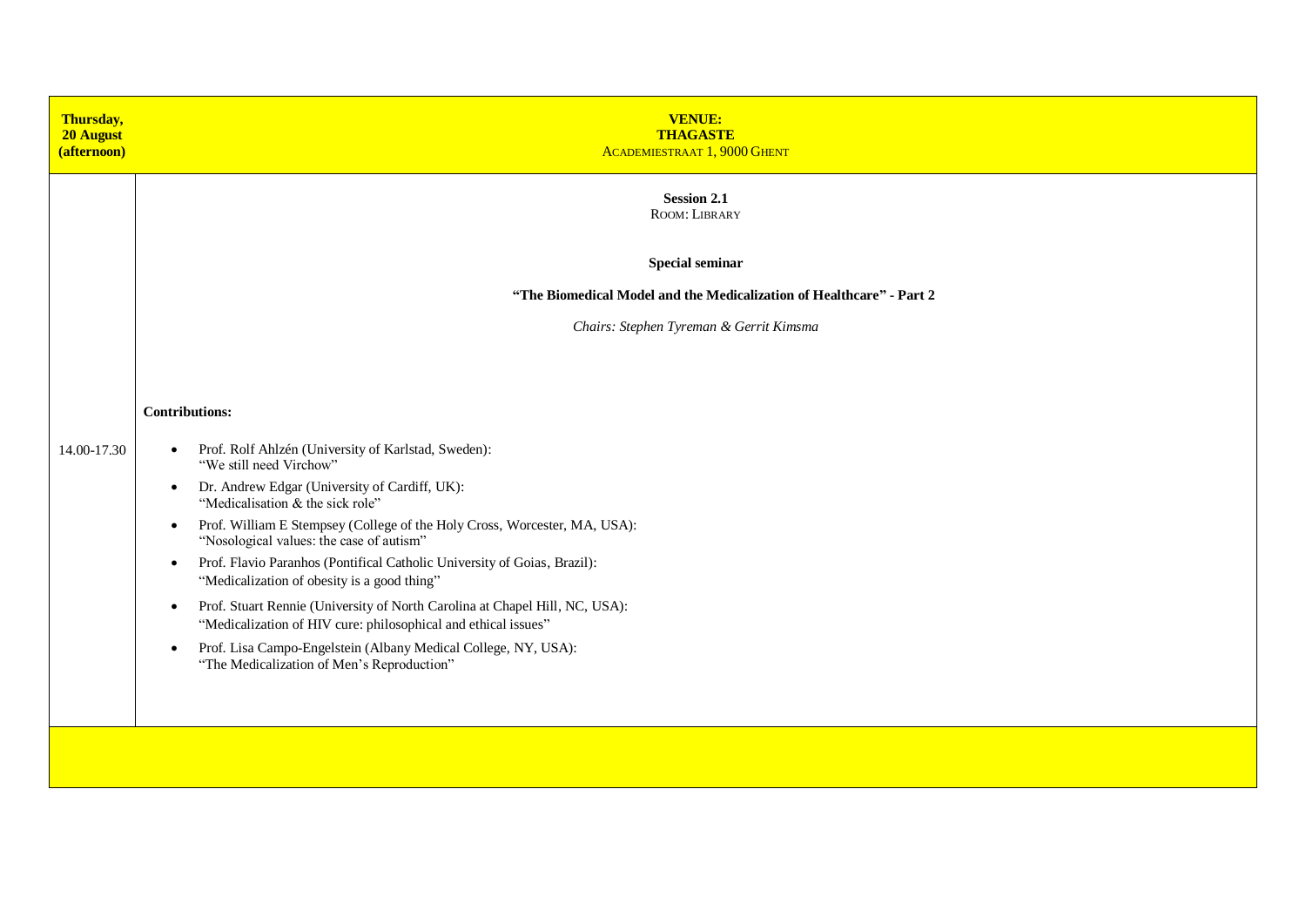| Thursday, 20 August (afternoon) | **VENUE:** **THAGASTE** ACADEMIESTRAAT 1, 9000 GHENT |
|---|---|
| 14.00-17.30 | **Session 2.1** ROOM: LIBRARY<br><br>**Special seminar**<br><br>**"The Biomedical Model and the Medicalization of Healthcare" - Part 2**<br><br>*Chairs: Stephen Tyreman & Gerrit Kimsma*<br><br>**Contributions:**<br><br>• Prof. Rolf Ahlzén (University of Karlstad, Sweden): "We still need Virchow"<br>• Dr. Andrew Edgar (University of Cardiff, UK): "Medicalisation & the sick role"<br>• Prof. William E Stempsey (College of the Holy Cross, Worcester, MA, USA): "Nosological values: the case of autism"<br>• Prof. Flavio Paranhos (Pontifical Catholic University of Goias, Brazil): "Medicalization of obesity is a good thing"<br>• Prof. Stuart Rennie (University of North Carolina at Chapel Hill, NC, USA): "Medicalization of HIV cure: philosophical and ethical issues"<br>• Prof. Lisa Campo-Engelstein (Albany Medical College, NY, USA): "The Medicalization of Men's Reproduction" |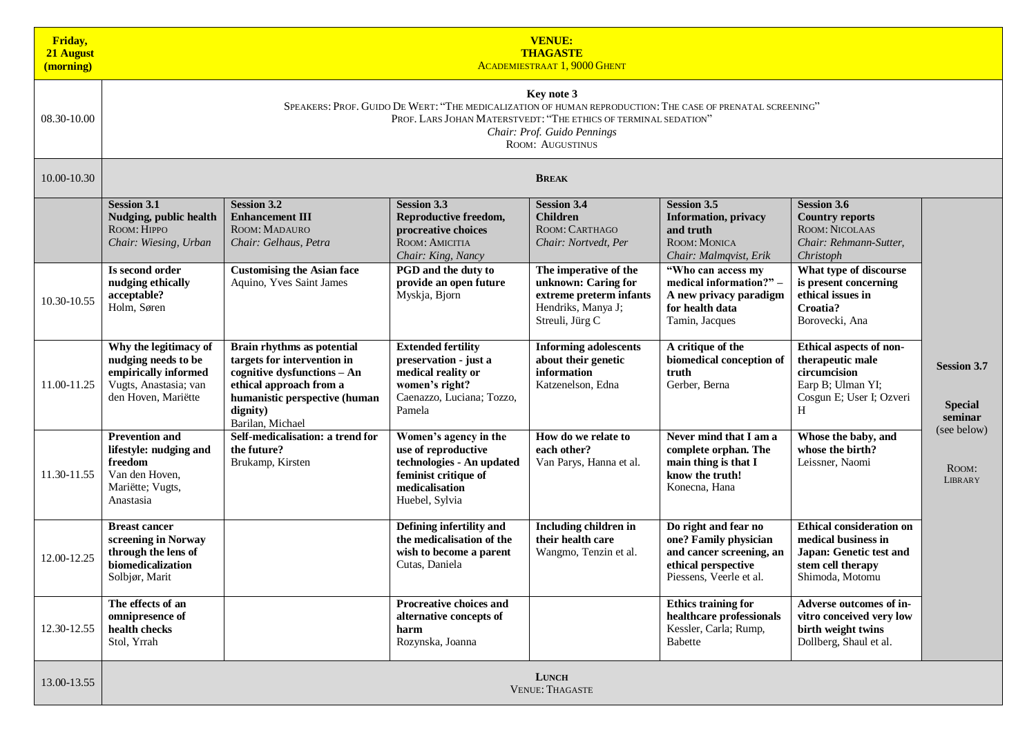| Friday, 21 August (morning) | **VENUE: THAGASTE** ACADEMIESTRAAT 1, 9000 GHENT | | | | | | |
|---|---|---|---|---|---|---|---|
| 08.30-10.00 | **Key note 3** SPEAKERS: PROF. GUIDO DE WERT: "THE MEDICALIZATION OF HUMAN REPRODUCTION: THE CASE OF PRENATAL SCREENING" PROF. LARS JOHAN MATERSTVEDT: "THE ETHICS OF TERMINAL SEDATION" *Chair: Prof. Guido Pennings* ROOM: AUGUSTINUS | | | | | | |
| 10.00-10.30 | **BREAK** | | | | | | |
| | **Session 3.1** **Nudging, public health** ROOM: HIPPO *Chair: Wiesing, Urban* | **Session 3.2** **Enhancement III** ROOM: MADAURO *Chair: Gelhaus, Petra* | **Session 3.3** **Reproductive freedom, procreative choices** ROOM: AMICITIA *Chair: King, Nancy* | **Session 3.4** **Children** ROOM: CARTHAGO *Chair: Nortvedt, Per* | **Session 3.5** **Information, privacy and truth** ROOM: MONICA *Chair: Malmqvist, Erik* | **Session 3.6** **Country reports** ROOM: NICOLAAS *Chair: Rehmann-Sutter, Christoph* | **Session 3.7** **Special seminar** (see below) ROOM: LIBRARY |
| 10.30-10.55 | **Is second order nudging ethically acceptable?** Holm, Søren | **Customising the Asian face** Aquino, Yves Saint James | **PGD and the duty to provide an open future** Myskja, Bjorn | **The imperative of the unknown: Caring for extreme preterm infants** Hendriks, Manya J; Streuli, Jürg C | **"Who can access my medical information?" – A new privacy paradigm for health data** Tamin, Jacques | **What type of discourse is present concerning ethical issues in Croatia?** Borovecki, Ana | |
| 11.00-11.25 | **Why the legitimacy of nudging needs to be empirically informed** Vugts, Anastasia; van den Hoven, Mariëtte | **Brain rhythms as potential targets for intervention in cognitive dysfunctions – An ethical approach from a humanistic perspective (human dignity)** Barilan, Michael | **Extended fertility preservation - just a medical reality or women's right?** Caenazzo, Luciana; Tozzo, Pamela | **Informing adolescents about their genetic information** Katzenelson, Edna | **A critique of the biomedical conception of truth** Gerber, Berna | **Ethical aspects of non-therapeutic male circumcision** Earp B; Ulman YI; Cosgun E; User I; Ozveri H | |
| 11.30-11.55 | **Prevention and lifestyle: nudging and freedom** Van den Hoven, Mariëtte; Vugts, Anastasia | **Self-medicalisation: a trend for the future?** Brukamp, Kirsten | **Women's agency in the use of reproductive technologies - An updated feminist critique of medicalisation** Huebel, Sylvia | **How do we relate to each other?** Van Parys, Hanna et al. | **Never mind that I am a complete orphan. The main thing is that I know the truth!** Konecna, Hana | **Whose the baby, and whose the birth?** Leissner, Naomi | |
| 12.00-12.25 | **Breast cancer screening in Norway through the lens of biomedicalization** Solbjør, Marit | | **Defining infertility and the medicalisation of the wish to become a parent** Cutas, Daniela | **Including children in their health care** Wangmo, Tenzin et al. | **Do right and fear no one? Family physician and cancer screening, an ethical perspective** Piessens, Veerle et al. | **Ethical consideration on medical business in Japan: Genetic test and stem cell therapy** Shimoda, Motomu | |
| 12.30-12.55 | **The effects of an omnipresence of health checks** Stol, Yrrah | | **Procreative choices and alternative concepts of harm** Rozynska, Joanna | | **Ethics training for healthcare professionals** Kessler, Carla; Rump, Babette | **Adverse outcomes of in-vitro conceived very low birth weight twins** Dollberg, Shaul et al. | |
| 13.00-13.55 | **LUNCH** VENUE: THAGASTE | | | | | | |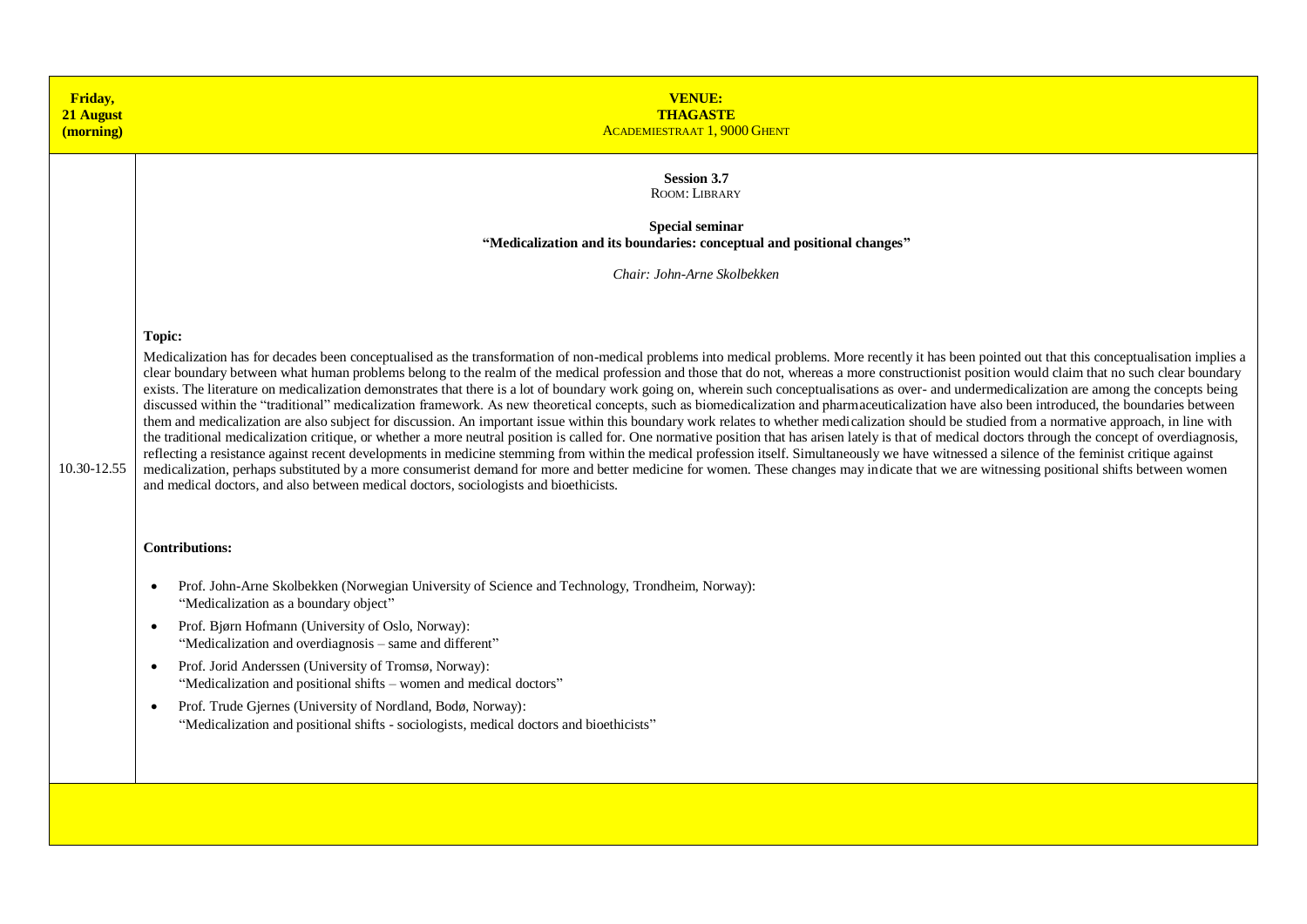| Friday, 21 August (morning) | VENUE: THAGASTE ACADEMIESTRAAT 1, 9000 GHENT |
|---|---|

**Session 3.7**
ROOM: LIBRARY

**Special seminar**
**"Medicalization and its boundaries: conceptual and positional changes"**

*Chair: John-Arne Skolbekken*

10.30-12.55

**Topic:**

Medicalization has for decades been conceptualised as the transformation of non-medical problems into medical problems. More recently it has been pointed out that this conceptualisation implies a clear boundary between what human problems belong to the realm of the medical profession and those that do not, whereas a more constructionist position would claim that no such clear boundary exists. The literature on medicalization demonstrates that there is a lot of boundary work going on, wherein such conceptualisations as over- and undermedicalization are among the concepts being discussed within the "traditional" medicalization framework. As new theoretical concepts, such as biomedicalization and pharmaceuticalization have also been introduced, the boundaries between them and medicalization are also subject for discussion. An important issue within this boundary work relates to whether medicalization should be studied from a normative approach, in line with the traditional medicalization critique, or whether a more neutral position is called for. One normative position that has arisen lately is that of medical doctors through the concept of overdiagnosis, reflecting a resistance against recent developments in medicine stemming from within the medical profession itself. Simultaneously we have witnessed a silence of the feminist critique against medicalization, perhaps substituted by a more consumerist demand for more and better medicine for women. These changes may indicate that we are witnessing positional shifts between women and medical doctors, and also between medical doctors, sociologists and bioethicists.

**Contributions:**

- Prof. John-Arne Skolbekken (Norwegian University of Science and Technology, Trondheim, Norway):
  "Medicalization as a boundary object"
- Prof. Bjørn Hofmann (University of Oslo, Norway):
  "Medicalization and overdiagnosis – same and different"
- Prof. Jorid Anderssen (University of Tromsø, Norway):
  "Medicalization and positional shifts – women and medical doctors"
- Prof. Trude Gjernes (University of Nordland, Bodø, Norway):
  "Medicalization and positional shifts - sociologists, medical doctors and bioethicists"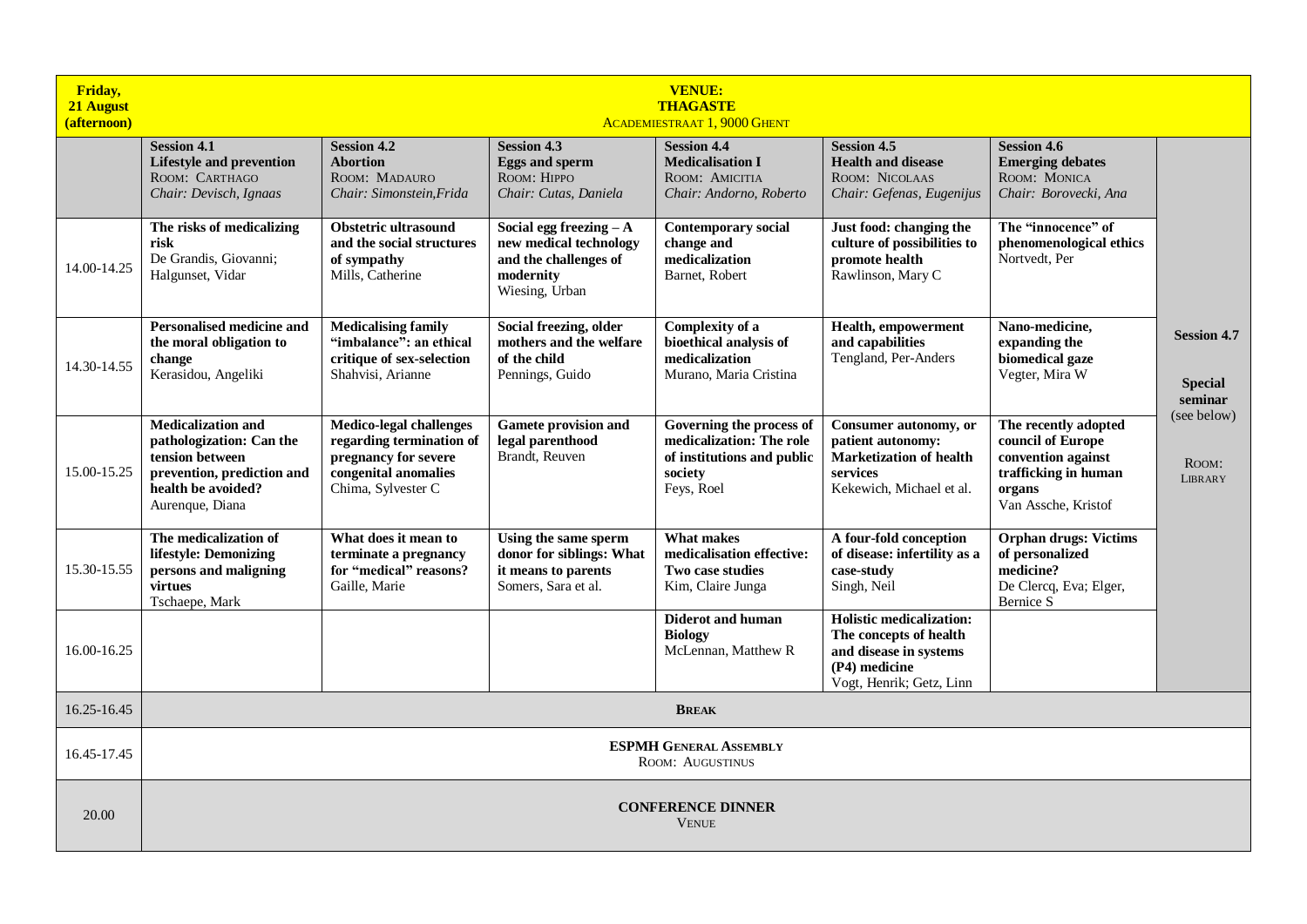| **Friday, 21 August (afternoon)** | **VENUE: THAGASTE** ACADEMIESTRAAT 1, 9000 GHENT | | | | | | |
|---|---|---|---|---|---|---|---|
| | **Session 4.1** **Lifestyle and prevention** ROOM: CARTHAGO *Chair: Devisch, Ignaas* | **Session 4.2** **Abortion** ROOM: MADAURO *Chair: Simonstein,Frida* | **Session 4.3** **Eggs and sperm** ROOM: HIPPO *Chair: Cutas, Daniela* | **Session 4.4** **Medicalisation I** ROOM: AMICITIA *Chair: Andorno, Roberto* | **Session 4.5** **Health and disease** ROOM: NICOLAAS *Chair: Gefenas, Eugenijus* | **Session 4.6** **Emerging debates** ROOM: MONICA *Chair: Borovecki, Ana* | |
| 14.00-14.25 | **The risks of medicalizing risk** De Grandis, Giovanni; Halgunset, Vidar | **Obstetric ultrasound and the social structures of sympathy** Mills, Catherine | **Social egg freezing – A new medical technology and the challenges of modernity** Wiesing, Urban | **Contemporary social change and medicalization** Barnet, Robert | **Just food: changing the culture of possibilities to promote health** Rawlinson, Mary C | **The "innocence" of phenomenological ethics** Nortvedt, Per | |
| 14.30-14.55 | **Personalised medicine and the moral obligation to change** Kerasidou, Angeliki | **Medicalising family "imbalance": an ethical critique of sex-selection** Shahvisi, Arianne | **Social freezing, older mothers and the welfare of the child** Pennings, Guido | **Complexity of a bioethical analysis of medicalization** Murano, Maria Cristina | **Health, empowerment and capabilities** Tengland, Per-Anders | **Nano-medicine, expanding the biomedical gaze** Vegter, Mira W | **Session 4.7** **Special seminar** (see below) ROOM: LIBRARY |
| 15.00-15.25 | **Medicalization and pathologization: Can the tension between prevention, prediction and health be avoided?** Aurenque, Diana | **Medico-legal challenges regarding termination of pregnancy for severe congenital anomalies** Chima, Sylvester C | **Gamete provision and legal parenthood** Brandt, Reuven | **Governing the process of medicalization: The role of institutions and public society** Feys, Roel | **Consumer autonomy, or patient autonomy: Marketization of health services** Kekewich, Michael et al. | **The recently adopted council of Europe convention against trafficking in human organs** Van Assche, Kristof | |
| 15.30-15.55 | **The medicalization of lifestyle: Demonizing persons and maligning virtues** Tschaepe, Mark | **What does it mean to terminate a pregnancy for "medical" reasons?** Gaille, Marie | **Using the same sperm donor for siblings: What it means to parents** Somers, Sara et al. | **What makes medicalisation effective: Two case studies** Kim, Claire Junga | **A four-fold conception of disease: infertility as a case-study** Singh, Neil | **Orphan drugs: Victims of personalized medicine?** De Clercq, Eva; Elger, Bernice S | |
| 16.00-16.25 | | | | **Diderot and human Biology** McLennan, Matthew R | **Holistic medicalization: The concepts of health and disease in systems (P4) medicine** Vogt, Henrik; Getz, Linn | | |
| 16.25-16.45 | **BREAK** | | | | | | |
| 16.45-17.45 | **ESPMH GENERAL ASSEMBLY** ROOM: AUGUSTINUS | | | | | | |
| 20.00 | **CONFERENCE DINNER** VENUE | | | | | | |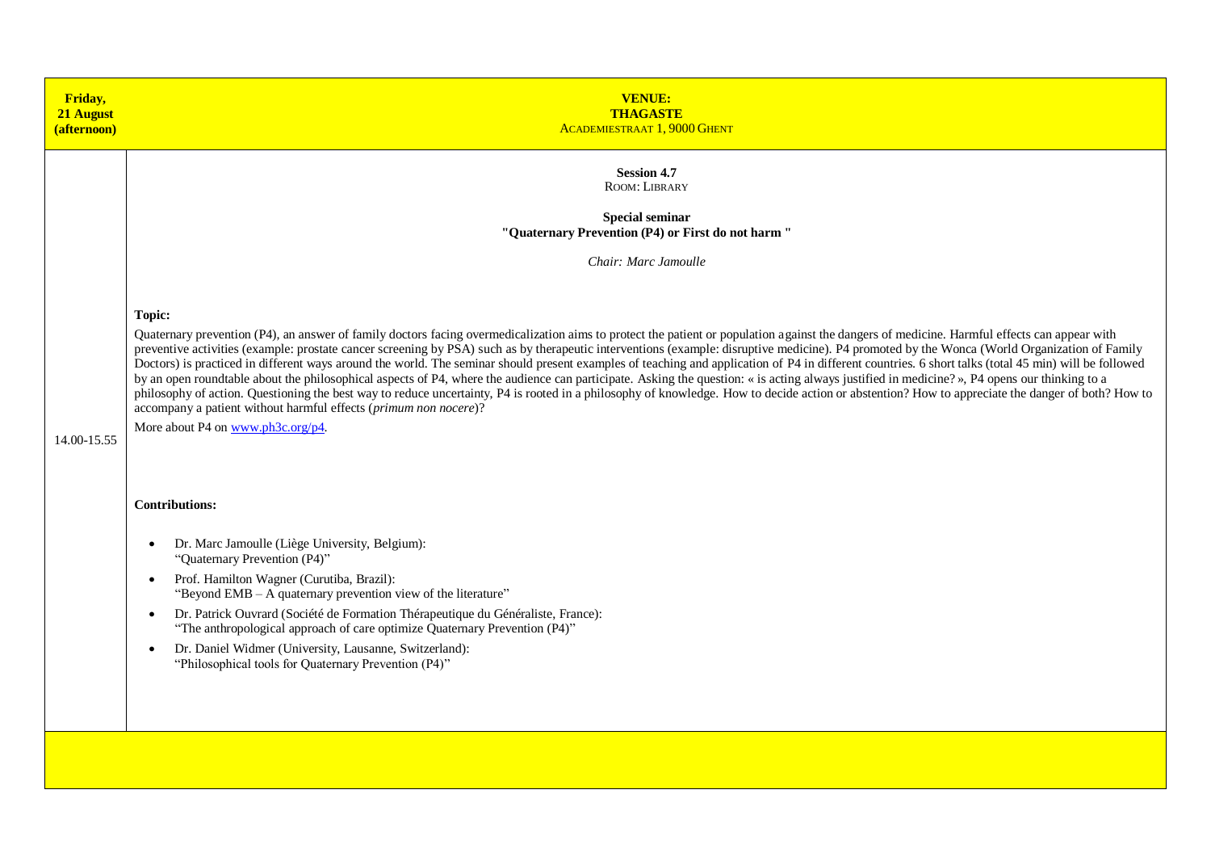| Friday, 21 August (afternoon) | **VENUE: THAGASTE** ACADEMIESTRAAT 1, 9000 GHENT |
|---|---|
| 14.00-15.55 | **Session 4.7** ROOM: LIBRARY **Special seminar** **"Quaternary Prevention (P4) or First do not harm "** *Chair: Marc Jamoulle* **Topic:** Quaternary prevention (P4), an answer of family doctors facing overmedicalization aims to protect the patient or population against the dangers of medicine. Harmful effects can appear with preventive activities (example: prostate cancer screening by PSA) such as by therapeutic interventions (example: disruptive medicine). P4 promoted by the Wonca (World Organization of Family Doctors) is practiced in different ways around the world. The seminar should present examples of teaching and application of P4 in different countries. 6 short talks (total 45 min) will be followed by an open roundtable about the philosophical aspects of P4, where the audience can participate. Asking the question: « is acting always justified in medicine? », P4 opens our thinking to a philosophy of action. Questioning the best way to reduce uncertainty, P4 is rooted in a philosophy of knowledge. How to decide action or abstention? How to appreciate the danger of both? How to accompany a patient without harmful effects (*primum non nocere*)? More about P4 on [www.ph3c.org/p4](www.ph3c.org/p4). **Contributions:** • Dr. Marc Jamoulle (Liège University, Belgium): "Quaternary Prevention (P4)" • Prof. Hamilton Wagner (Curutiba, Brazil): "Beyond EMB – A quaternary prevention view of the literature" • Dr. Patrick Ouvrard (Société de Formation Thérapeutique du Généraliste, France): "The anthropological approach of care optimize Quaternary Prevention (P4)" • Dr. Daniel Widmer (University, Lausanne, Switzerland): "Philosophical tools for Quaternary Prevention (P4)" |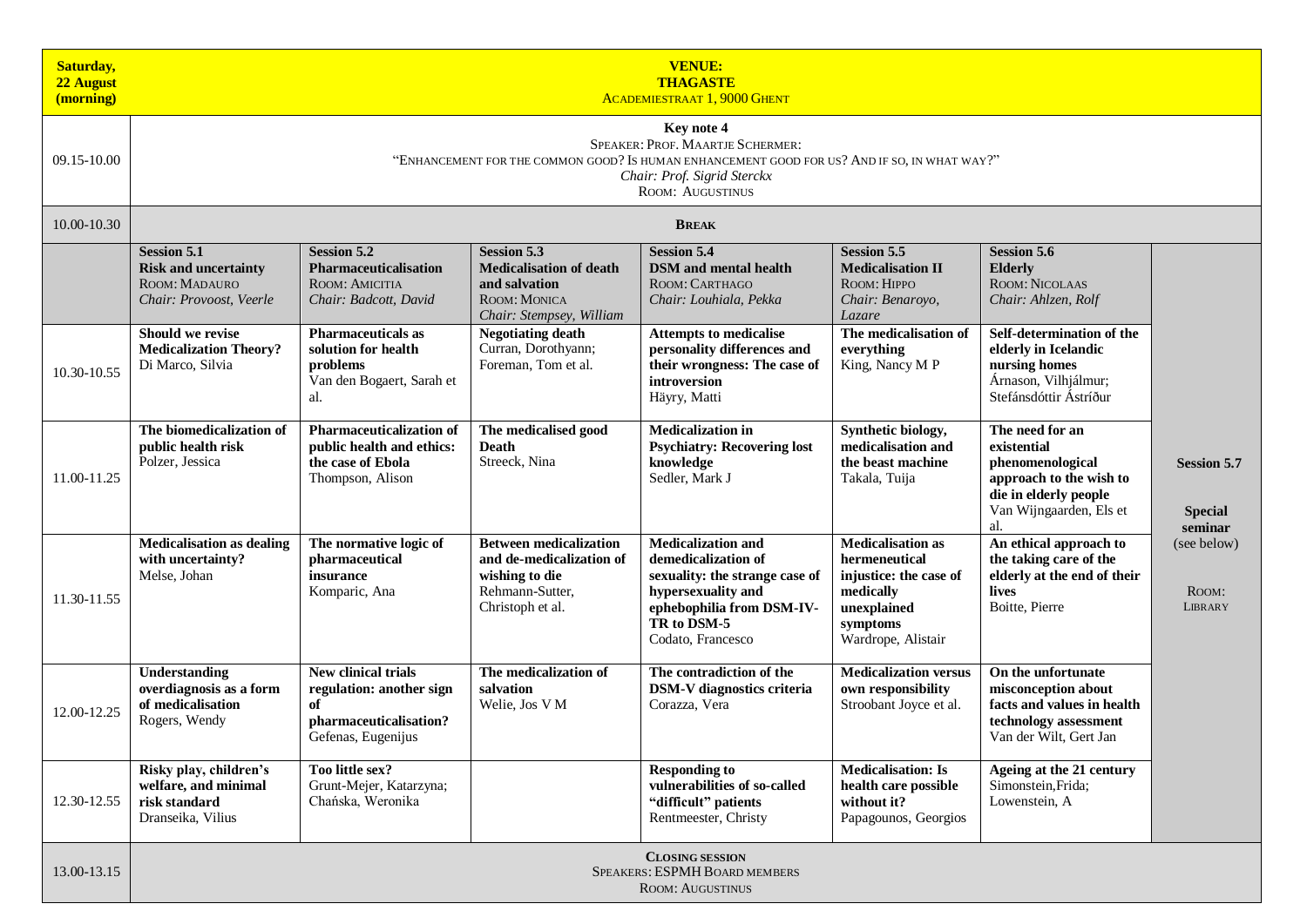| Saturday, 22 August (morning) | VENUE: THAGASTE Academiestraat 1, 9000 Ghent | | | | | | |
|---|---|---|---|---|---|---|---|
| 09.15-10.00 | **Key note 4** Speaker: Prof. Maartje Schermer: "Enhancement for the common good? Is human enhancement good for us? And if so, in what way?" *Chair: Prof. Sigrid Sterckx* Room: Augustinus | | | | | | |
| 10.00-10.30 | **Break** | | | | | | |
| | **Session 5.1** **Risk and uncertainty** Room: Madauro *Chair: Provoost, Veerle* | **Session 5.2** **Pharmaceuticalisation** Room: Amicitia *Chair: Badcott, David* | **Session 5.3** **Medicalisation of death and salvation** Room: Monica *Chair: Stempsey, William* | **Session 5.4** **DSM and mental health** Room: Carthago *Chair: Louhiala, Pekka* | **Session 5.5** **Medicalisation II** Room: Hippo *Chair: Benaroyo, Lazare* | **Session 5.6** **Elderly** Room: Nicolaas *Chair: Ahlzen, Rolf* | **Session 5.7** **Special seminar** (see below) Room: Library |
| 10.30-10.55 | **Should we revise Medicalization Theory?** Di Marco, Silvia | **Pharmaceuticals as solution for health problems** Van den Bogaert, Sarah et al. | **Negotiating death** Curran, Dorothyann; Foreman, Tom et al. | **Attempts to medicalise personality differences and their wrongness: The case of introversion** Häyry, Matti | **The medicalisation of everything** King, Nancy M P | **Self-determination of the elderly in Icelandic nursing homes** Árnason, Vilhjálmur; Stefánsdóttir Ástríður | |
| 11.00-11.25 | **The biomedicalization of public health risk** Polzer, Jessica | **Pharmaceuticalization of public health and ethics: the case of Ebola** Thompson, Alison | **The medicalised good Death** Streeck, Nina | **Medicalization in Psychiatry: Recovering lost knowledge** Sedler, Mark J | **Synthetic biology, medicalisation and the beast machine** Takala, Tuija | **The need for an existential phenomenological approach to the wish to die in elderly people** Van Wijngaarden, Els et al. | |
| 11.30-11.55 | **Medicalisation as dealing with uncertainty?** Melse, Johan | **The normative logic of pharmaceutical insurance** Komparic, Ana | **Between medicalization and de-medicalization of wishing to die** Rehmann-Sutter, Christoph et al. | **Medicalization and demedicalization of sexuality: the strange case of hypersexuality and ephebophilia from DSM-IV-TR to DSM-5** Codato, Francesco | **Medicalisation as hermeneutical injustice: the case of medically unexplained symptoms** Wardrope, Alistair | **An ethical approach to the taking care of the elderly at the end of their lives** Boitte, Pierre | |
| 12.00-12.25 | **Understanding overdiagnosis as a form of medicalisation** Rogers, Wendy | **New clinical trials regulation: another sign of pharmaceuticalisation?** Gefenas, Eugenijus | **The medicalization of salvation** Welie, Jos V M | **The contradiction of the DSM-V diagnostics criteria** Corazza, Vera | **Medicalization versus own responsibility** Stroobant Joyce et al. | **On the unfortunate misconception about facts and values in health technology assessment** Van der Wilt, Gert Jan | |
| 12.30-12.55 | **Risky play, children's welfare, and minimal risk standard** Dranseika, Vilius | **Too little sex?** Grunt-Mejer, Katarzyna; Chańska, Weronika | | **Responding to vulnerabilities of so-called "difficult" patients** Rentmeester, Christy | **Medicalisation: Is health care possible without it?** Papagounos, Georgios | **Ageing at the 21 century** Simonstein, Frida; Lowenstein, A | |
| 13.00-13.15 | **Closing session** Speakers: ESPMH Board members Room: Augustinus | | | | | | |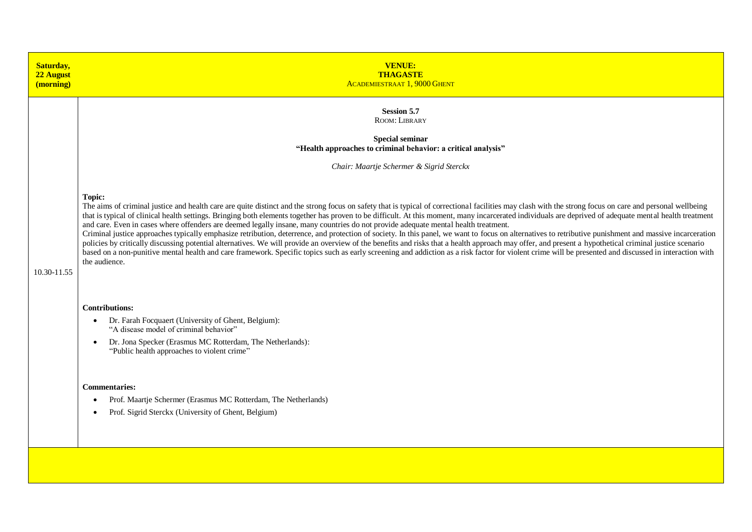| Saturday, 22 August (morning) | **VENUE: THAGASTE** ACADEMIESTRAAT 1, 9000 GHENT |
|---|---|
| 10.30-11.55 | **Session 5.7**<br>ROOM: LIBRARY<br><br>**Special seminar**<br>**"Health approaches to criminal behavior: a critical analysis"**<br><br>*Chair: Maartje Schermer & Sigrid Sterckx*<br><br>**Topic:**<br>The aims of criminal justice and health care are quite distinct and the strong focus on safety that is typical of correctional facilities may clash with the strong focus on care and personal wellbeing that is typical of clinical health settings. Bringing both elements together has proven to be difficult. At this moment, many incarcerated individuals are deprived of adequate mental health treatment and care. Even in cases where offenders are deemed legally insane, many countries do not provide adequate mental health treatment.<br>Criminal justice approaches typically emphasize retribution, deterrence, and protection of society. In this panel, we want to focus on alternatives to retributive punishment and massive incarceration policies by critically discussing potential alternatives. We will provide an overview of the benefits and risks that a health approach may offer, and present a hypothetical criminal justice scenario based on a non-punitive mental health and care framework. Specific topics such as early screening and addiction as a risk factor for violent crime will be presented and discussed in interaction with the audience.<br><br>**Contributions:**<br>• Dr. Farah Focquaert (University of Ghent, Belgium): "A disease model of criminal behavior"<br>• Dr. Jona Specker (Erasmus MC Rotterdam, The Netherlands): "Public health approaches to violent crime"<br><br>**Commentaries:**<br>• Prof. Maartje Schermer (Erasmus MC Rotterdam, The Netherlands)<br>• Prof. Sigrid Sterckx (University of Ghent, Belgium) |